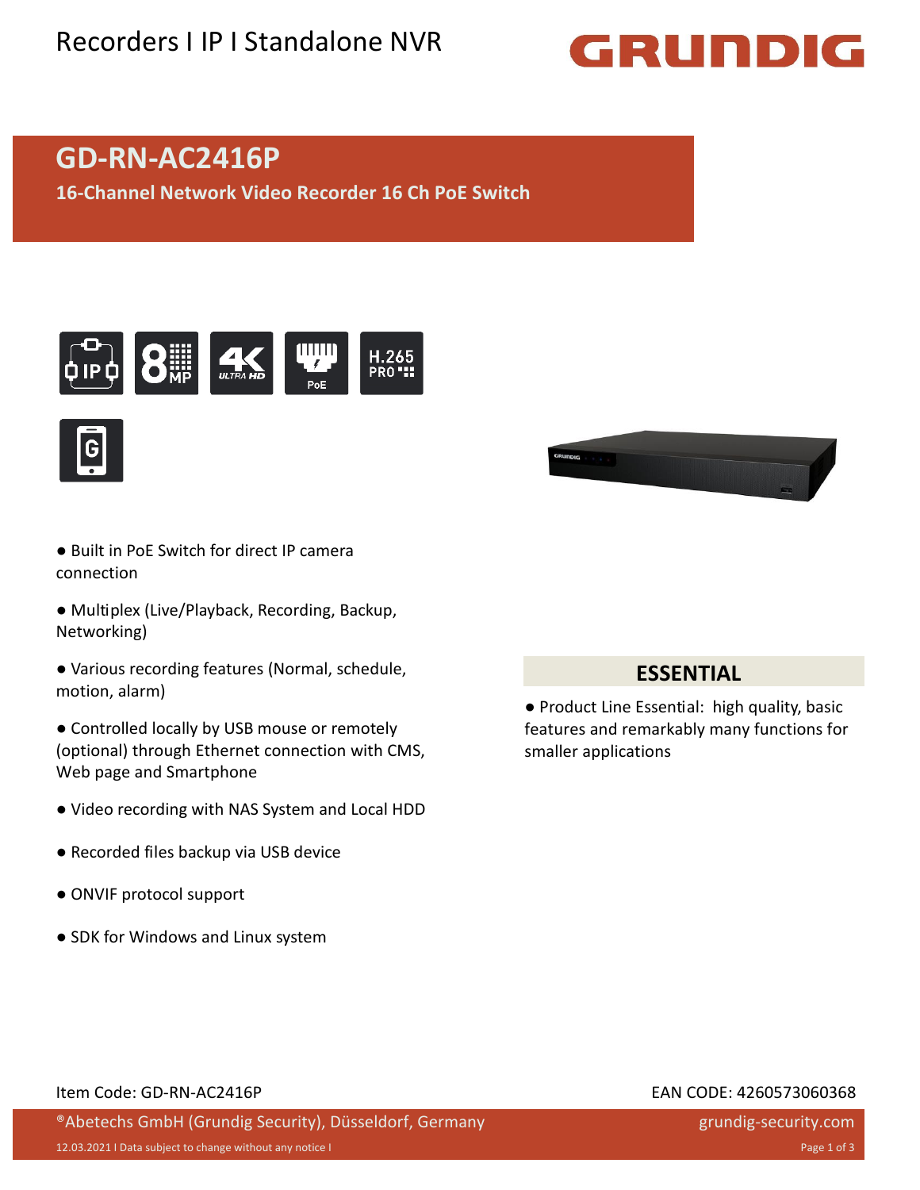Recorders I IP I Standalone NVR

# GD-RN-AC2416P

## 16-Channel Network Video Recorder 16 Ch PoE Switch

- Built in PoE Switch for direct IP camera connection
- Multiplex (Live/Playback, Recording, Backup, Networking)
- Various recording features (Normal, schedule, motion, alarm)
- Controlled locally by USB mouse or remotely (optional) through Ethernet connection with CMS, Web page and Smartphone
- Video recording with NAS System and Local HDD
- Recorded files backup via USB device
- ONVIF protocol support
- SDK for Windows and Linux system

## ESSENTIAL

- Product Line Essential: high quality, basic features and remarkably many functions for smaller applications

Item Code: GD-RN-AC2416P

EAN CODE: 4260573060368

®Abetechs GmbH (Grundig Security), Düsseldorf, Germany

grundig-security.com

12.03.2021 I Data subject to change without any notice I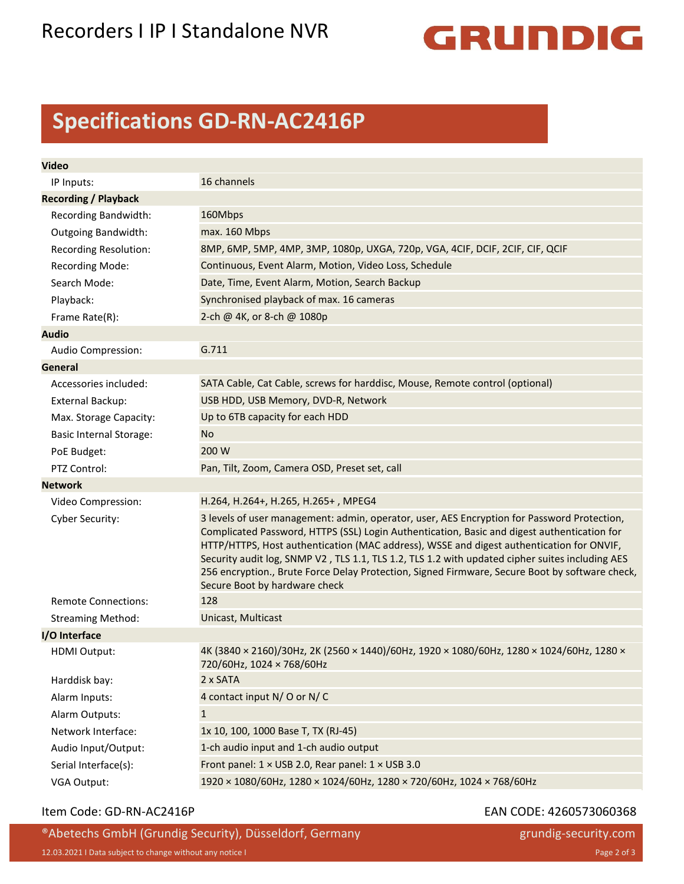# Specifications GD-RN-AC2416P

| | |
|---|---|
| **Video** | |
| IP Inputs: | 16 channels |
| **Recording / Playback** | |
| Recording Bandwidth: | 160Mbps |
| Outgoing Bandwidth: | max. 160 Mbps |
| Recording Resolution: | 8MP, 6MP, 5MP, 4MP, 3MP, 1080p, UXGA, 720p, VGA, 4CIF, DCIF, 2CIF, CIF, QCIF |
| Recording Mode: | Continuous, Event Alarm, Motion, Video Loss, Schedule |
| Search Mode: | Date, Time, Event Alarm, Motion, Search Backup |
| Playback: | Synchronised playback of max. 16 cameras |
| Frame Rate(R): | 2-ch @ 4K, or 8-ch @ 1080p |
| **Audio** | |
| Audio Compression: | G.711 |
| **General** | |
| Accessories included: | SATA Cable, Cat Cable, screws for harddisc, Mouse, Remote control (optional) |
| External Backup: | USB HDD, USB Memory, DVD-R, Network |
| Max. Storage Capacity: | Up to 6TB capacity for each HDD |
| Basic Internal Storage: | No |
| PoE Budget: | 200 W |
| PTZ Control: | Pan, Tilt, Zoom, Camera OSD, Preset set, call |
| **Network** | |
| Video Compression: | H.264, H.264+, H.265, H.265+ , MPEG4 |
| Cyber Security: | 3 levels of user management: admin, operator, user, AES Encryption for Password Protection, Complicated Password, HTTPS (SSL) Login Authentication, Basic and digest authentication for HTTP/HTTPS, Host authentication (MAC address), WSSE and digest authentication for ONVIF, Security audit log, SNMP V2 , TLS 1.1, TLS 1.2, TLS 1.2 with updated cipher suites including AES 256 encryption., Brute Force Delay Protection, Signed Firmware, Secure Boot by software check, Secure Boot by hardware check |
| Remote Connections: | 128 |
| Streaming Method: | Unicast, Multicast |
| **I/O Interface** | |
| HDMI Output: | 4K (3840 × 2160)/30Hz, 2K (2560 × 1440)/60Hz, 1920 × 1080/60Hz, 1280 × 1024/60Hz, 1280 × 720/60Hz, 1024 × 768/60Hz |
| Harddisk bay: | 2 x SATA |
| Alarm Inputs: | 4 contact input N/ O or N/ C |
| Alarm Outputs: | 1 |
| Network Interface: | 1x 10, 100, 1000 Base T, TX (RJ-45) |
| Audio Input/Output: | 1-ch audio input and 1-ch audio output |
| Serial Interface(s): | Front panel: 1 × USB 2.0, Rear panel: 1 × USB 3.0 |
| VGA Output: | 1920 × 1080/60Hz, 1280 × 1024/60Hz, 1280 × 720/60Hz, 1024 × 768/60Hz |

Item Code: GD-RN-AC2416P

EAN CODE: 4260573060368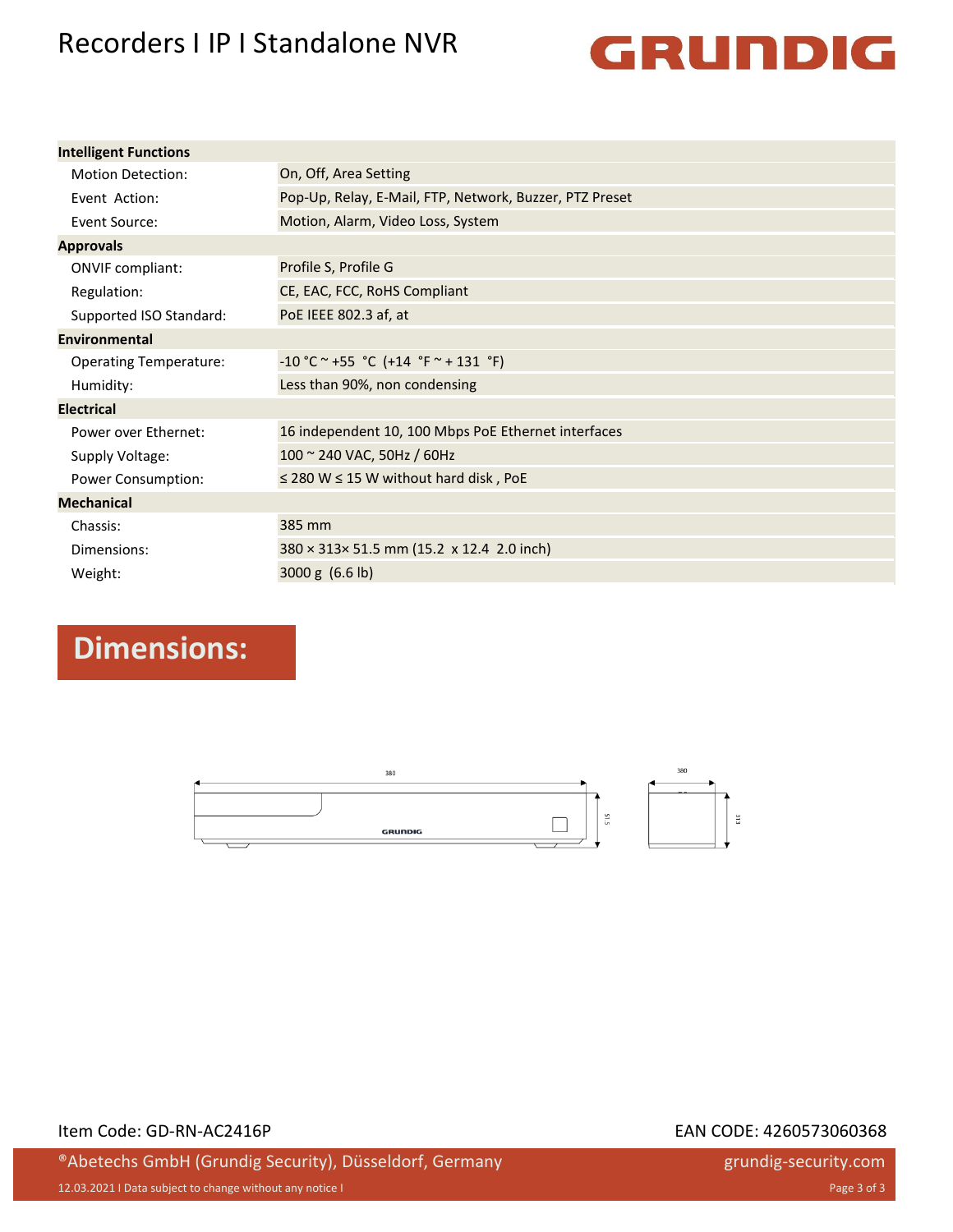| | |
|---|---|
| **Intelligent Functions** | |
| Motion Detection: | On, Off, Area Setting |
| Event Action: | Pop-Up, Relay, E-Mail, FTP, Network, Buzzer, PTZ Preset |
| Event Source: | Motion, Alarm, Video Loss, System |
| **Approvals** | |
| ONVIF compliant: | Profile S, Profile G |
| Regulation: | CE, EAC, FCC, RoHS Compliant |
| Supported ISO Standard: | PoE IEEE 802.3 af, at |
| **Environmental** | |
| Operating Temperature: | -10 °C ~ +55 °C (+14 °F ~ + 131 °F) |
| Humidity: | Less than 90%, non condensing |
| **Electrical** | |
| Power over Ethernet: | 16 independent 10, 100 Mbps PoE Ethernet interfaces |
| Supply Voltage: | 100 ~ 240 VAC, 50Hz / 60Hz |
| Power Consumption: | ≤ 280 W ≤ 15 W without hard disk , PoE |
| **Mechanical** | |
| Chassis: | 385 mm |
| Dimensions: | 380 × 313× 51.5 mm (15.2 x 12.4 2.0 inch) |
| Weight: | 3000 g (6.6 lb) |

## Dimensions:

380

51.5

GRUNDIG

380

313

Item Code: GD-RN-AC2416P

EAN CODE: 4260573060368

®Abetechs GmbH (Grundig Security), Düsseldorf, Germany

grundig-security.com

12.03.2021 I Data subject to change without any notice I